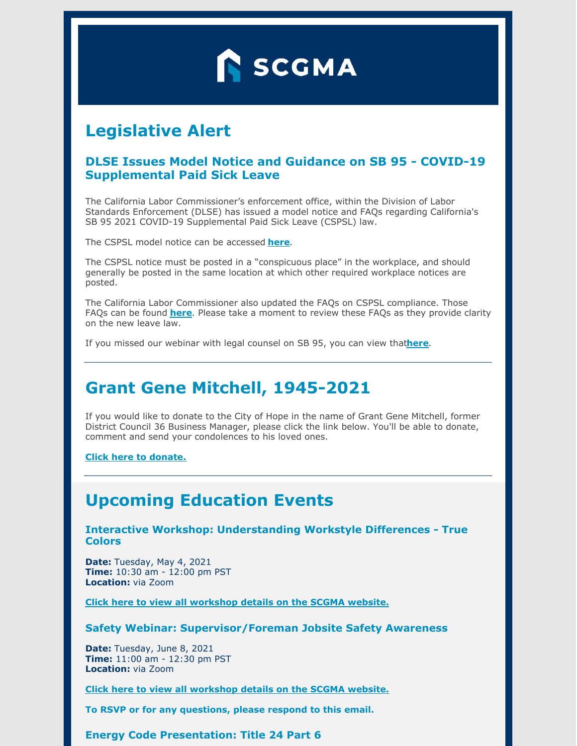# SCGMA

## Legislative Alert

### DLSE Issues Model Notice and Guidance on SB 95 - COVID-19 Supplemental Paid Sick Leave

The California Labor Commissioner's enforcement office, within the Division of Labor Standards Enforcement (DLSE) has issued a model notice and FAQs regarding California's SB 95 2021 COVID-19 Supplemental Paid Sick Leave (CSPSL) law.

The CSPSL model notice can be accessed **here**.

The CSPSL notice must be posted in a "conspicuous place" in the workplace, and should generally be posted in the same location at which other required workplace notices are posted.

The California Labor Commissioner also updated the FAQs on CSPSL compliance. Those FAQs can be found **here**. Please take a moment to review these FAQs as they provide clarity on the new leave law.

If you missed our webinar with legal counsel on SB 95, you can view that**here**.

---

## Grant Gene Mitchell, 1945-2021

If you would like to donate to the City of Hope in the name of Grant Gene Mitchell, former District Council 36 Business Manager, please click the link below. You'll be able to donate, comment and send your condolences to his loved ones.

**Click here to donate.**

---

## Upcoming Education Events

### Interactive Workshop: Understanding Workstyle Differences - True Colors

**Date:** Tuesday, May 4, 2021
**Time:** 10:30 am - 12:00 pm PST
**Location:** via Zoom

**Click here to view all workshop details on the SCGMA website.**

### Safety Webinar: Supervisor/Foreman Jobsite Safety Awareness

**Date:** Tuesday, June 8, 2021
**Time:** 11:00 am - 12:30 pm PST
**Location:** via Zoom

**Click here to view all workshop details on the SCGMA website.**

**To RSVP or for any questions, please respond to this email.**

### Energy Code Presentation: Title 24 Part 6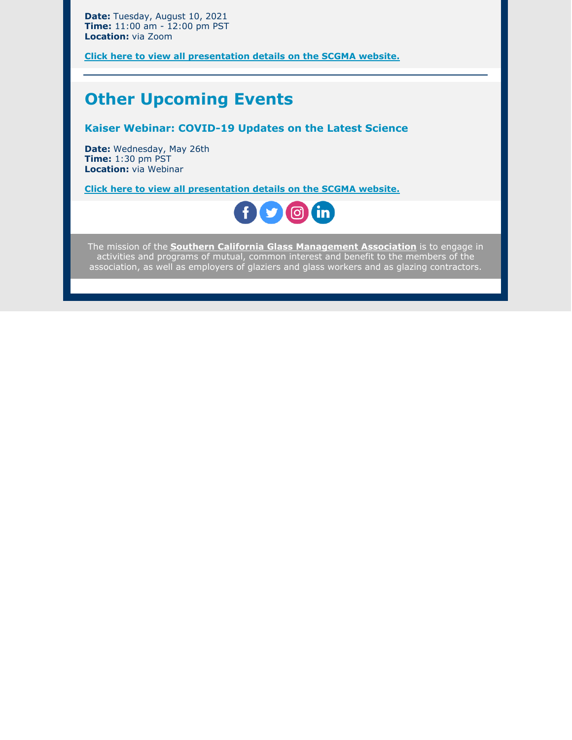**Date:** Tuesday, August 10, 2021
**Time:** 11:00 am - 12:00 pm PST
**Location:** via Zoom

**Click here to view all presentation details on the SCGMA website.**

---

# Other Upcoming Events

### Kaiser Webinar: COVID-19 Updates on the Latest Science

**Date:** Wednesday, May 26th
**Time:** 1:30 pm PST
**Location:** via Webinar

**Click here to view all presentation details on the SCGMA website.**

The mission of the **Southern California Glass Management Association** is to engage in activities and programs of mutual, common interest and benefit to the members of the association, as well as employers of glaziers and glass workers and as glazing contractors.